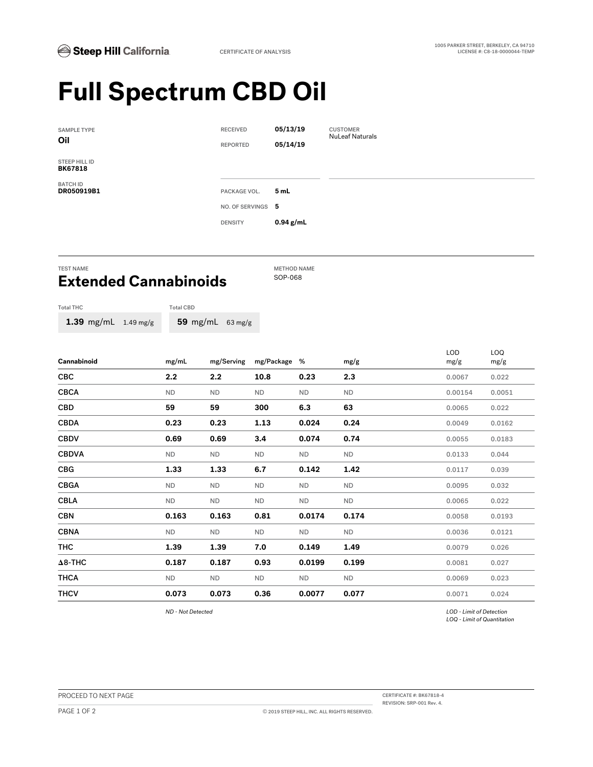Steep Hill California

CERTIFICATE OF ANALYSIS

1005 PARKER STREET, BERKELEY, CA 94710
LICENSE #: C8-18-0000044-TEMP

# Full Spectrum CBD Oil

SAMPLE TYPE
**Oil**

STEEP HILL ID
**BK67818**

BATCH ID
**DR050919B1**

| | |
|---|---|
| RECEIVED | **05/13/19** |
| REPORTED | **05/14/19** |

CUSTOMER
NuLeaf Naturals

| | |
|---|---|
| PACKAGE VOL. | **5 mL** |
| NO. OF SERVINGS | **5** |
| DENSITY | **0.94 g/mL** |

TEST NAME

## Extended Cannabinoids

METHOD NAME
SOP-068

Total THC
**1.39** mg/mL 1.49 mg/g

Total CBD
**59** mg/mL 63 mg/g

| Cannabinoid | mg/mL | mg/Serving | mg/Package | % | mg/g | LOD mg/g | LOQ mg/g |
|---|---|---|---|---|---|---|---|
| CBC | **2.2** | **2.2** | **10.8** | **0.23** | **2.3** | 0.0067 | 0.022 |
| CBCA | ND | ND | ND | ND | ND | 0.00154 | 0.0051 |
| CBD | **59** | **59** | **300** | **6.3** | **63** | 0.0065 | 0.022 |
| CBDA | **0.23** | **0.23** | **1.13** | **0.024** | **0.24** | 0.0049 | 0.0162 |
| CBDV | **0.69** | **0.69** | **3.4** | **0.074** | **0.74** | 0.0055 | 0.0183 |
| CBDVA | ND | ND | ND | ND | ND | 0.0133 | 0.044 |
| CBG | **1.33** | **1.33** | **6.7** | **0.142** | **1.42** | 0.0117 | 0.039 |
| CBGA | ND | ND | ND | ND | ND | 0.0095 | 0.032 |
| CBLA | ND | ND | ND | ND | ND | 0.0065 | 0.022 |
| CBN | **0.163** | **0.163** | **0.81** | **0.0174** | **0.174** | 0.0058 | 0.0193 |
| CBNA | ND | ND | ND | ND | ND | 0.0036 | 0.0121 |
| THC | **1.39** | **1.39** | **7.0** | **0.149** | **1.49** | 0.0079 | 0.026 |
| Δ8-THC | **0.187** | **0.187** | **0.93** | **0.0199** | **0.199** | 0.0081 | 0.027 |
| THCA | ND | ND | ND | ND | ND | 0.0069 | 0.023 |
| THCV | **0.073** | **0.073** | **0.36** | **0.0077** | **0.077** | 0.0071 | 0.024 |

*ND - Not Detected*

*LOD - Limit of Detection*
*LOQ - Limit of Quantitation*

PROCEED TO NEXT PAGE

CERTIFICATE #: BK67818-4
REVISION: SRP-001 Rev. 4.

© 2019 STEEP HILL, INC. ALL RIGHTS RESERVED.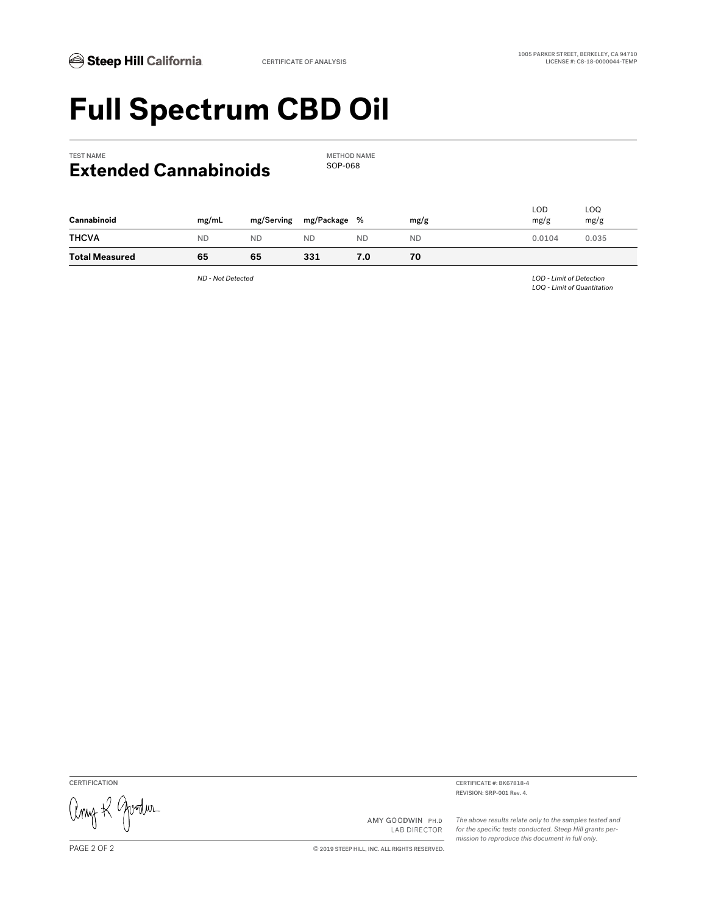Steep Hill California

CERTIFICATE OF ANALYSIS

1005 PARKER STREET, BERKELEY, CA 94710
LICENSE #: C8-18-0000044-TEMP

# Full Spectrum CBD Oil

TEST NAME
## Extended Cannabinoids

METHOD NAME
SOP-068

| Cannabinoid | mg/mL | mg/Serving | mg/Package | % | mg/g | LOD mg/g | LOQ mg/g |
|---|---|---|---|---|---|---|---|
| THCVA | ND | ND | ND | ND | ND | 0.0104 | 0.035 |
| **Total Measured** | **65** | **65** | **331** | **7.0** | **70** | | |

*ND - Not Detected*

*LOD - Limit of Detection*
*LOQ - Limit of Quantitation*

CERTIFICATION

AMY GOODWIN PH.D
LAB DIRECTOR

CERTIFICATE #: BK67818-4
REVISION: SRP-001 Rev. 4.

*The above results relate only to the samples tested and for the specific tests conducted. Steep Hill grants permission to reproduce this document in full only.*

© 2019 STEEP HILL, INC. ALL RIGHTS RESERVED.